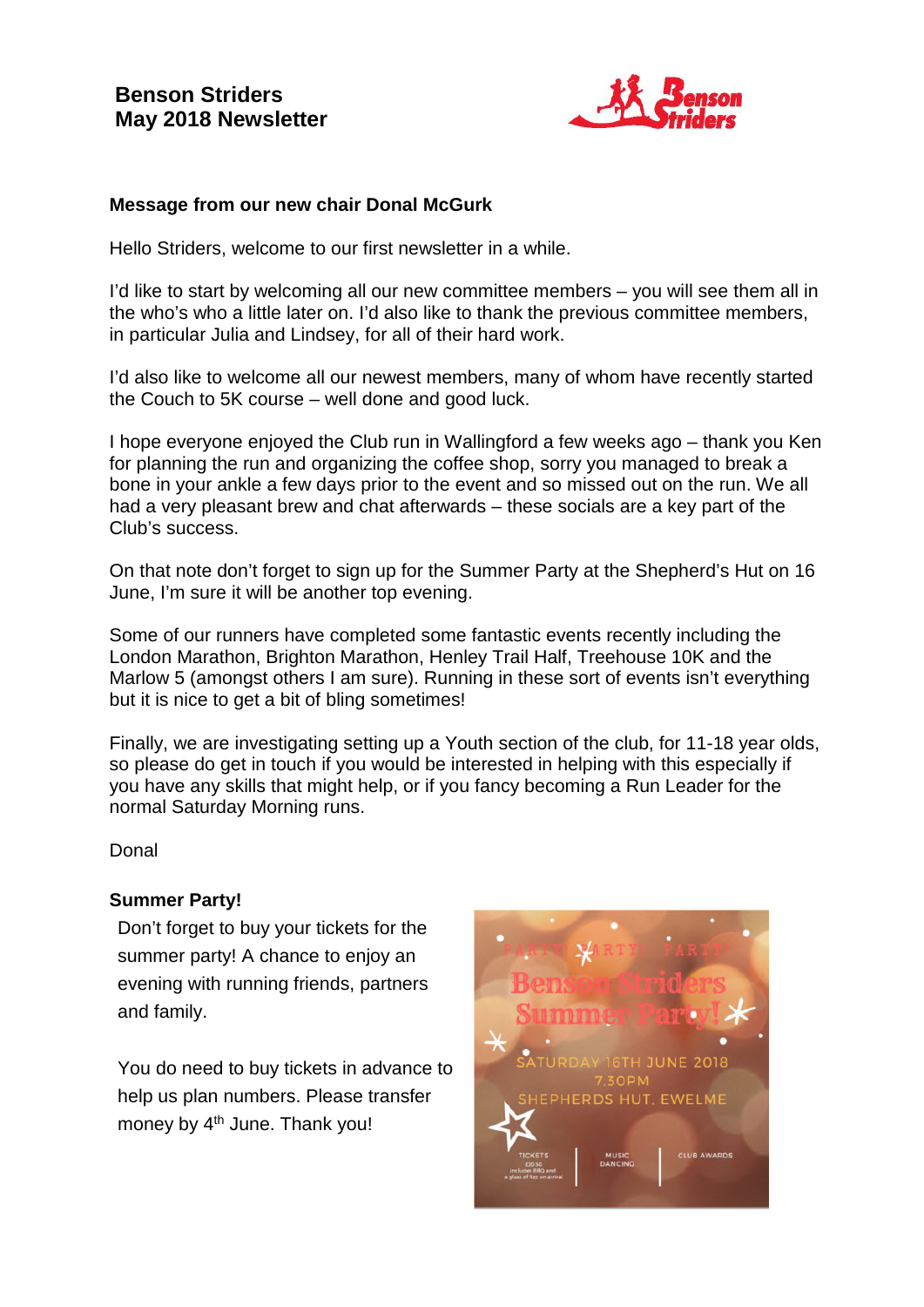# Benson Striders
# May 2018 Newsletter

**Message from our new chair Donal McGurk**

Hello Striders, welcome to our first newsletter in a while.

I'd like to start by welcoming all our new committee members – you will see them all in the who's who a little later on. I'd also like to thank the previous committee members, in particular Julia and Lindsey, for all of their hard work.

I'd also like to welcome all our newest members, many of whom have recently started the Couch to 5K course – well done and good luck.

I hope everyone enjoyed the Club run in Wallingford a few weeks ago – thank you Ken for planning the run and organizing the coffee shop, sorry you managed to break a bone in your ankle a few days prior to the event and so missed out on the run. We all had a very pleasant brew and chat afterwards – these socials are a key part of the Club's success.

On that note don't forget to sign up for the Summer Party at the Shepherd's Hut on 16 June, I'm sure it will be another top evening.

Some of our runners have completed some fantastic events recently including the London Marathon, Brighton Marathon, Henley Trail Half, Treehouse 10K and the Marlow 5 (amongst others I am sure). Running in these sort of events isn't everything but it is nice to get a bit of bling sometimes!

Finally, we are investigating setting up a Youth section of the club, for 11-18 year olds, so please do get in touch if you would be interested in helping with this especially if you have any skills that might help, or if you fancy becoming a Run Leader for the normal Saturday Morning runs.

Donal

**Summer Party!**

Don't forget to buy your tickets for the summer party! A chance to enjoy an evening with running friends, partners and family.

You do need to buy tickets in advance to help us plan numbers. Please transfer money by 4th June. Thank you!

PARTY! PARTY! PARTY!
Benson Striders Summer Party!
SATURDAY 16TH JUNE 2018
7.30PM
SHEPHERDS HUT, EWELME

TICKETS £20.50 includes BBQ and a glass of fizz on arrival | MUSIC DANCING | CLUB AWARDS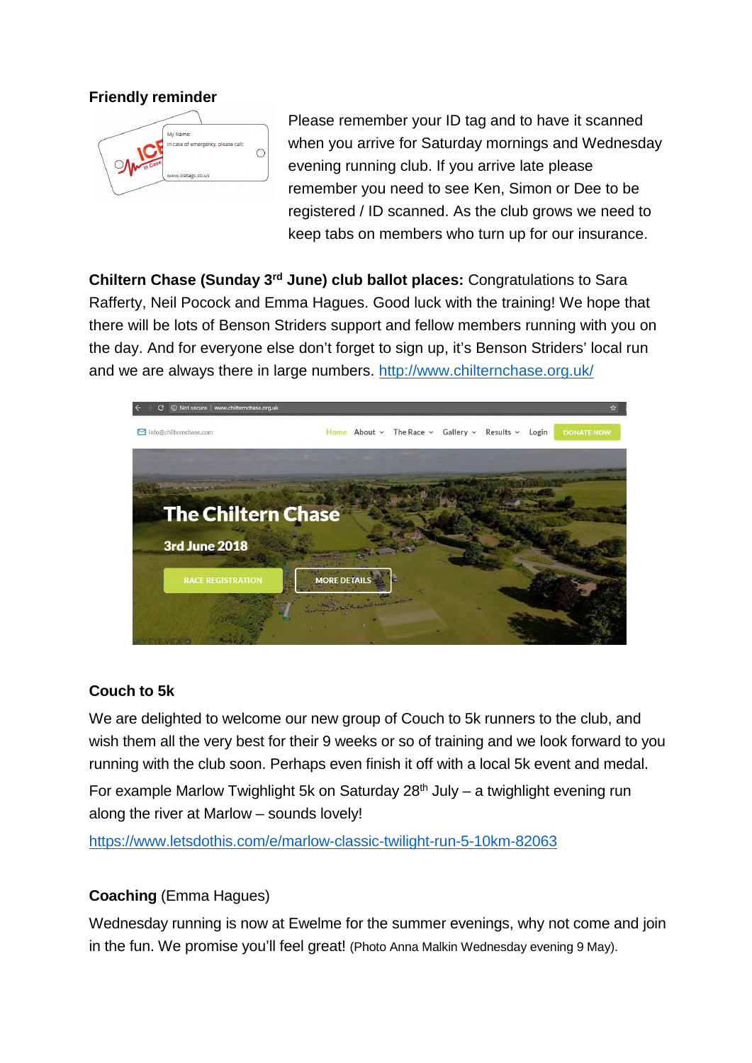**Friendly reminder**

Please remember your ID tag and to have it scanned when you arrive for Saturday mornings and Wednesday evening running club. If you arrive late please remember you need to see Ken, Simon or Dee to be registered / ID scanned. As the club grows we need to keep tabs on members who turn up for our insurance.

**Chiltern Chase (Sunday 3rd June) club ballot places:** Congratulations to Sara Rafferty, Neil Pocock and Emma Hagues. Good luck with the training! We hope that there will be lots of Benson Striders support and fellow members running with you on the day. And for everyone else don't forget to sign up, it's Benson Striders' local run and we are always there in large numbers. http://www.chilternchase.org.uk/

**Couch to 5k**

We are delighted to welcome our new group of Couch to 5k runners to the club, and wish them all the very best for their 9 weeks or so of training and we look forward to you running with the club soon. Perhaps even finish it off with a local 5k event and medal.

For example Marlow Twighlight 5k on Saturday 28th July – a twighlight evening run along the river at Marlow – sounds lovely!

https://www.letsdothis.com/e/marlow-classic-twilight-run-5-10km-82063

**Coaching** (Emma Hagues)

Wednesday running is now at Ewelme for the summer evenings, why not come and join in the fun. We promise you'll feel great! (Photo Anna Malkin Wednesday evening 9 May).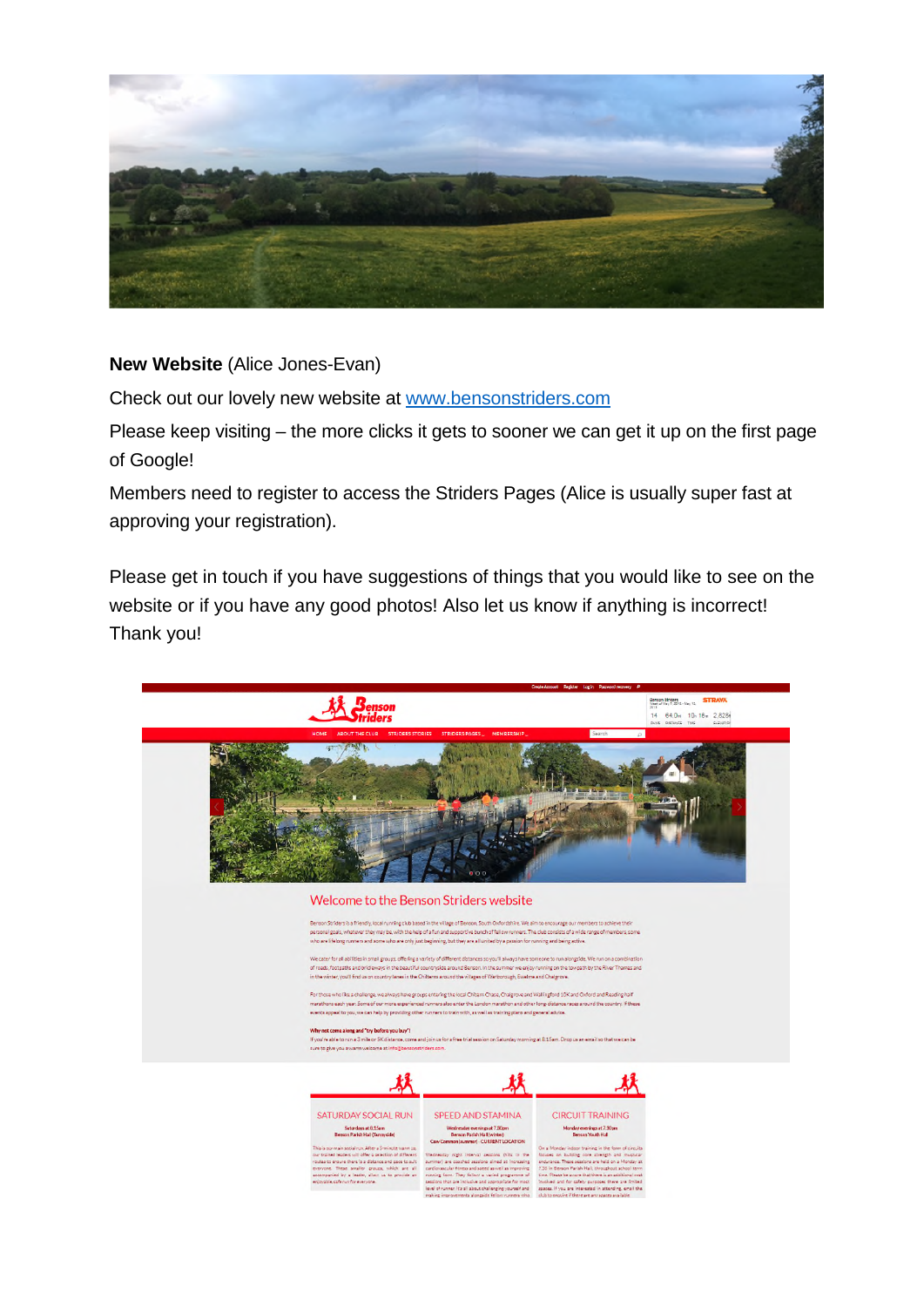**New Website** (Alice Jones-Evan)

Check out our lovely new website at [www.bensonstriders.com](http://www.bensonstriders.com)

Please keep visiting – the more clicks it gets to sooner we can get it up on the first page of Google!

Members need to register to access the Striders Pages (Alice is usually super fast at approving your registration).

Please get in touch if you have suggestions of things that you would like to see on the website or if you have any good photos! Also let us know if anything is incorrect! Thank you!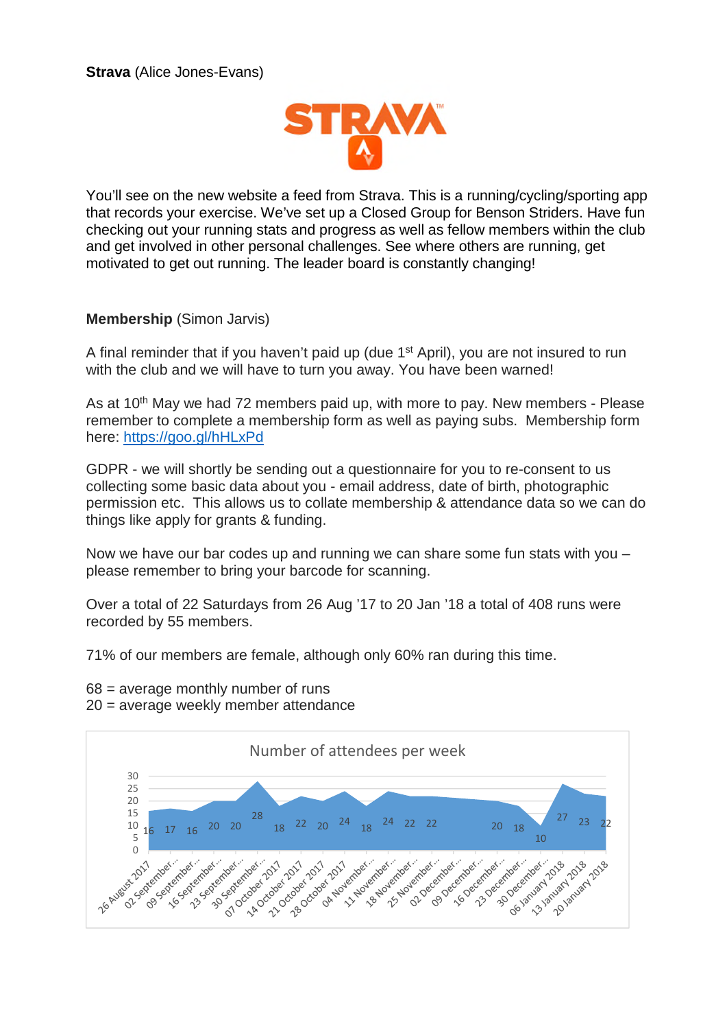**Strava** (Alice Jones-Evans)

You'll see on the new website a feed from Strava. This is a running/cycling/sporting app that records your exercise. We've set up a Closed Group for Benson Striders. Have fun checking out your running stats and progress as well as fellow members within the club and get involved in other personal challenges. See where others are running, get motivated to get out running. The leader board is constantly changing!

**Membership** (Simon Jarvis)

A final reminder that if you haven't paid up (due 1st April), you are not insured to run with the club and we will have to turn you away. You have been warned!

As at 10th May we had 72 members paid up, with more to pay. New members - Please remember to complete a membership form as well as paying subs. Membership form here: [https://goo.gl/hHLxPd](https://goo.gl/hHLxPd)

GDPR - we will shortly be sending out a questionnaire for you to re-consent to us collecting some basic data about you - email address, date of birth, photographic permission etc. This allows us to collate membership & attendance data so we can do things like apply for grants & funding.

Now we have our bar codes up and running we can share some fun stats with you – please remember to bring your barcode for scanning.

Over a total of 22 Saturdays from 26 Aug '17 to 20 Jan '18 a total of 408 runs were recorded by 55 members.

71% of our members are female, although only 60% ran during this time.

68 = average monthly number of runs
20 = average weekly member attendance

**Number of attendees per week**

| Week | Attendees |
|---|---|
| 26 August 2017 | 16 |
| 02 September... | 17 |
| 09 September... | 16 |
| 16 September... | 20 |
| 23 September... | 20 |
| 30 September... | 28 |
| 07 October 2017 | 18 |
| 14 October 2017 | 22 |
| 21 October 2017 | 20 |
| 28 October 2017 | 24 |
| 04 November... | 18 |
| 11 November... | 24 |
| 18 November... | 22 |
| 25 November... | 22 |
| 02 December... | |
| 09 December... | |
| 16 December... | 20 |
| 23 December... | 18 |
| 30 December... | 10 |
| 06 January 2018 | 27 |
| 13 January 2018 | 23 |
| 20 January 2018 | 22 |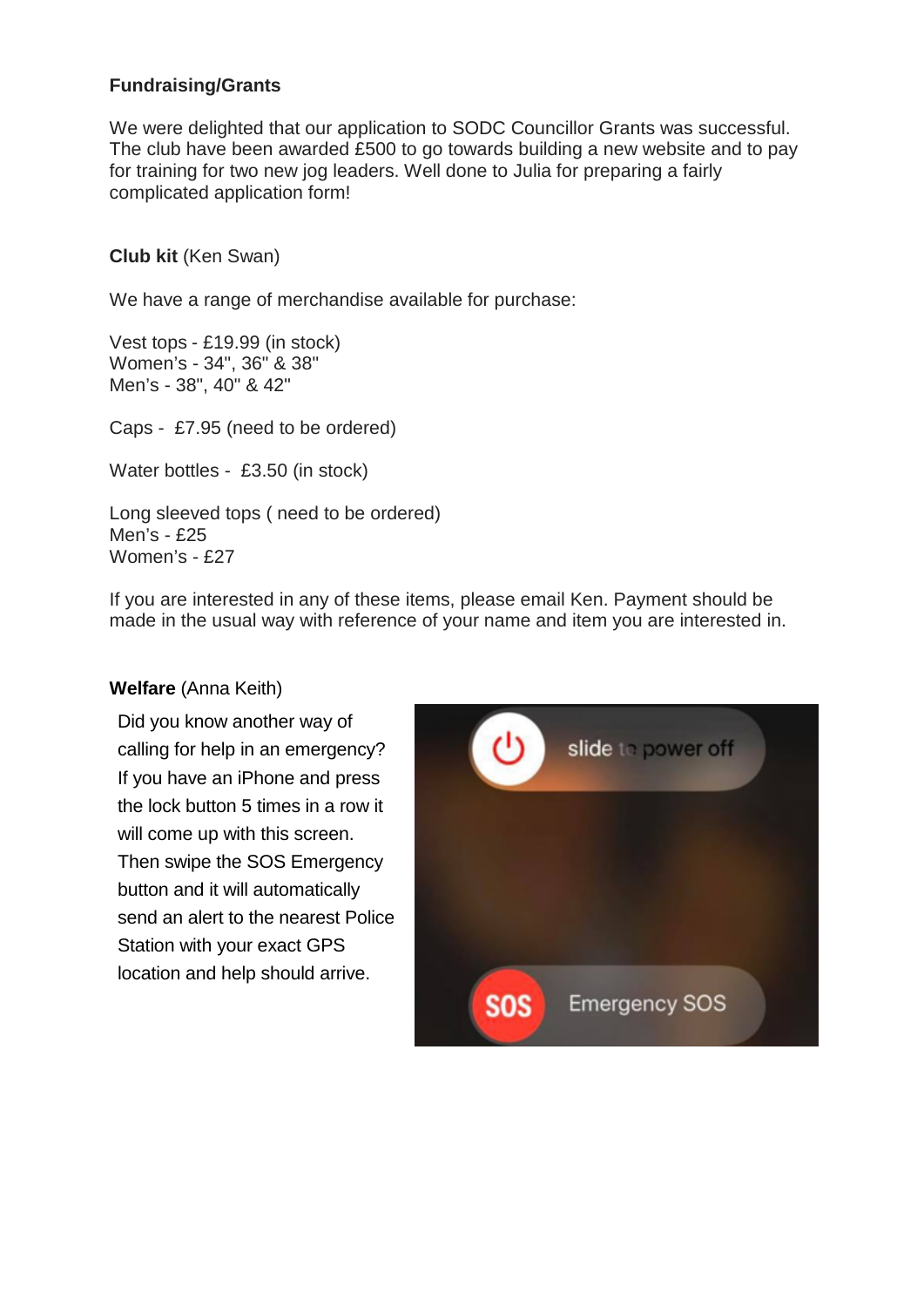**Fundraising/Grants**

We were delighted that our application to SODC Councillor Grants was successful. The club have been awarded £500 to go towards building a new website and to pay for training for two new jog leaders. Well done to Julia for preparing a fairly complicated application form!

**Club kit** (Ken Swan)

We have a range of merchandise available for purchase:

Vest tops - £19.99 (in stock)
Women's - 34", 36" & 38"
Men's - 38", 40" & 42"

Caps - £7.95 (need to be ordered)

Water bottles - £3.50 (in stock)

Long sleeved tops ( need to be ordered)
Men's - £25
Women's - £27

If you are interested in any of these items, please email Ken. Payment should be made in the usual way with reference of your name and item you are interested in.

**Welfare** (Anna Keith)

Did you know another way of calling for help in an emergency? If you have an iPhone and press the lock button 5 times in a row it will come up with this screen. Then swipe the SOS Emergency button and it will automatically send an alert to the nearest Police Station with your exact GPS location and help should arrive.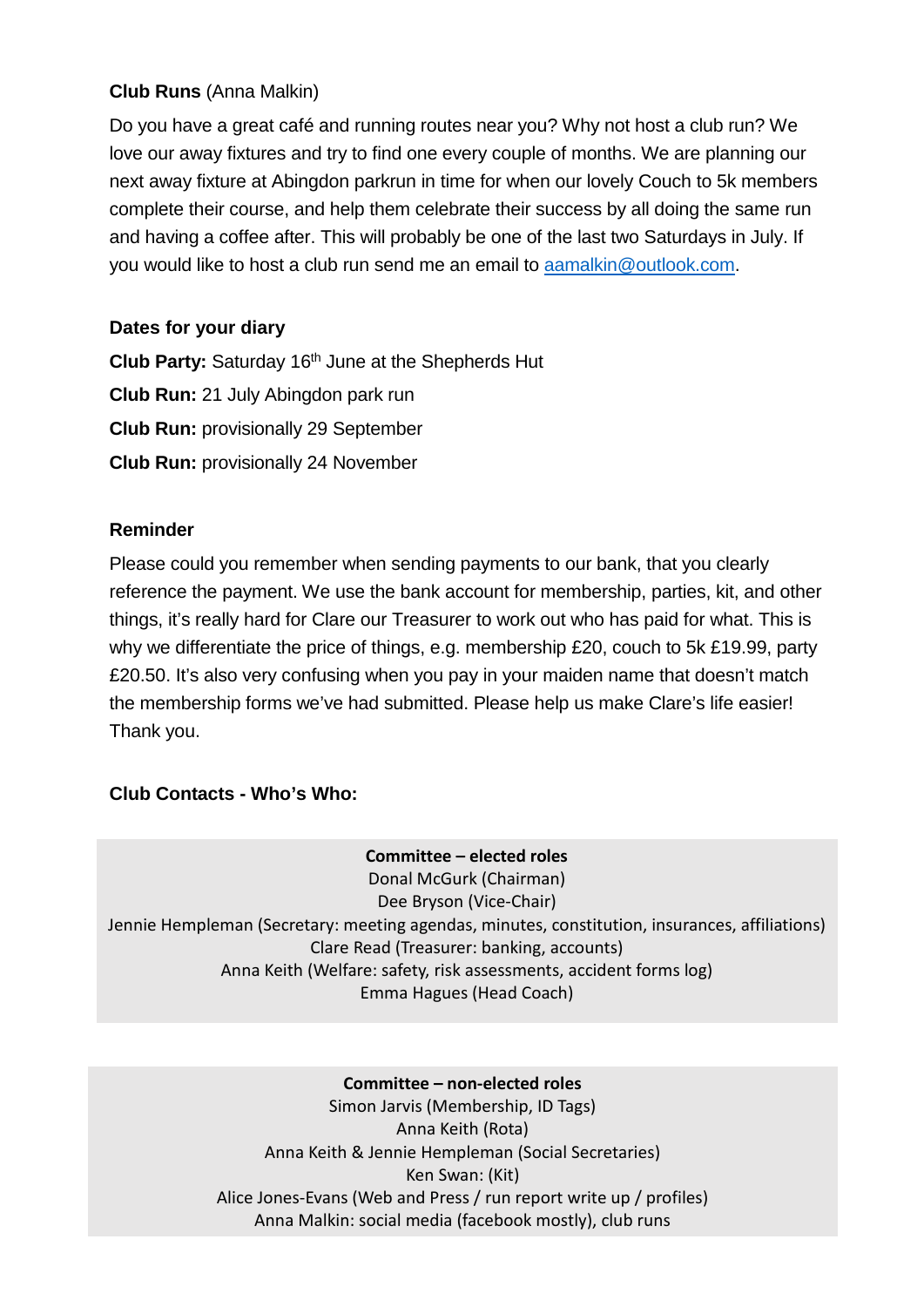**Club Runs** (Anna Malkin)

Do you have a great café and running routes near you? Why not host a club run? We love our away fixtures and try to find one every couple of months. We are planning our next away fixture at Abingdon parkrun in time for when our lovely Couch to 5k members complete their course, and help them celebrate their success by all doing the same run and having a coffee after. This will probably be one of the last two Saturdays in July. If you would like to host a club run send me an email to aamalkin@outlook.com.

**Dates for your diary**

**Club Party:** Saturday 16th June at the Shepherds Hut

**Club Run:** 21 July Abingdon park run

**Club Run:** provisionally 29 September

**Club Run:** provisionally 24 November

**Reminder**

Please could you remember when sending payments to our bank, that you clearly reference the payment. We use the bank account for membership, parties, kit, and other things, it's really hard for Clare our Treasurer to work out who has paid for what. This is why we differentiate the price of things, e.g. membership £20, couch to 5k £19.99, party £20.50. It's also very confusing when you pay in your maiden name that doesn't match the membership forms we've had submitted. Please help us make Clare's life easier! Thank you.

**Club Contacts - Who's Who:**

**Committee – elected roles**

Donal McGurk (Chairman)
Dee Bryson (Vice-Chair)
Jennie Hempleman (Secretary: meeting agendas, minutes, constitution, insurances, affiliations)
Clare Read (Treasurer: banking, accounts)
Anna Keith (Welfare: safety, risk assessments, accident forms log)
Emma Hagues (Head Coach)

**Committee – non-elected roles**

Simon Jarvis (Membership, ID Tags)
Anna Keith (Rota)
Anna Keith & Jennie Hempleman (Social Secretaries)
Ken Swan: (Kit)
Alice Jones-Evans (Web and Press / run report write up / profiles)
Anna Malkin: social media (facebook mostly), club runs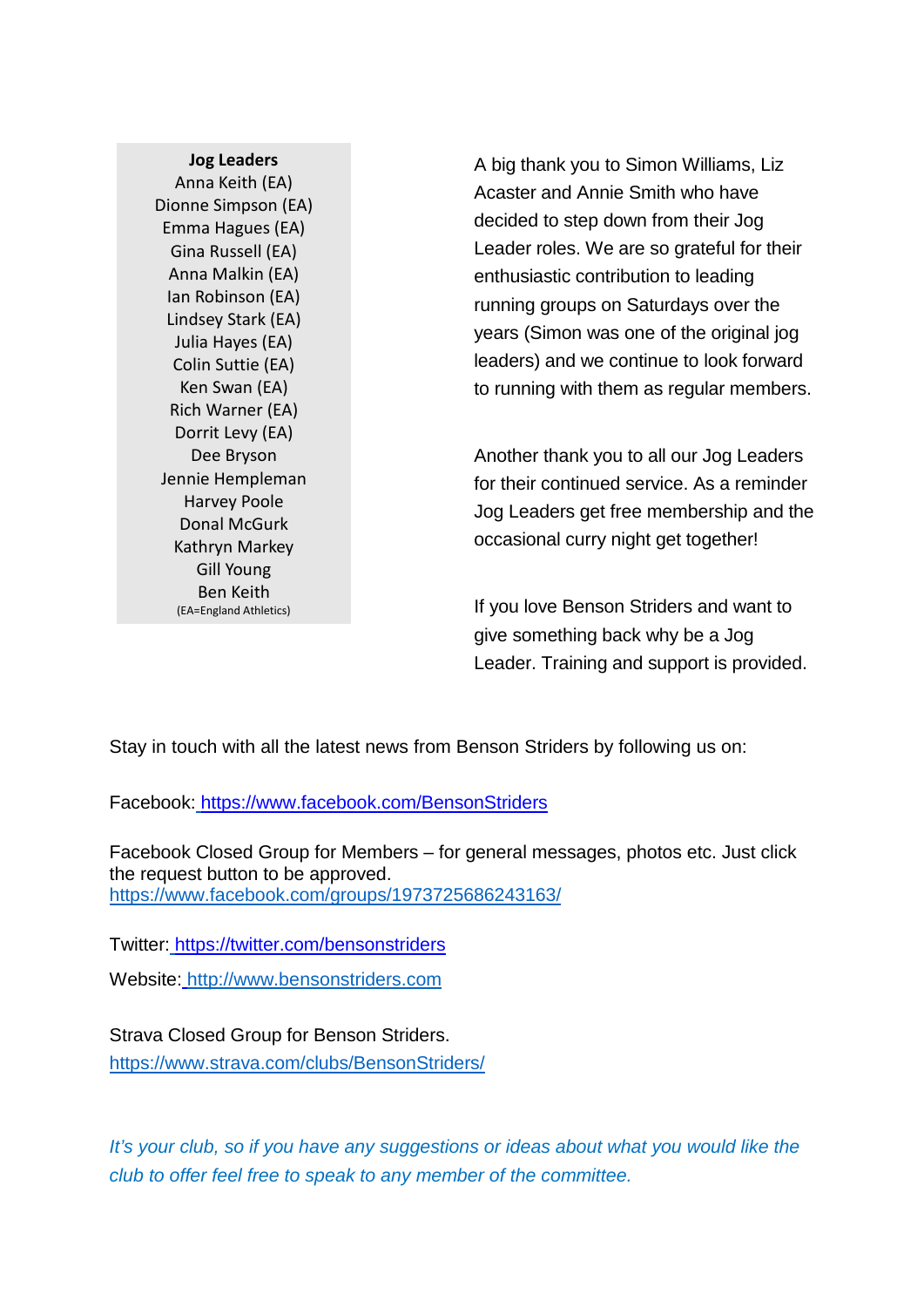**Jog Leaders**

Anna Keith (EA)
Dionne Simpson (EA)
Emma Hagues (EA)
Gina Russell (EA)
Anna Malkin (EA)
Ian Robinson (EA)
Lindsey Stark (EA)
Julia Hayes (EA)
Colin Suttie (EA)
Ken Swan (EA)
Rich Warner (EA)
Dorrit Levy (EA)
Dee Bryson
Jennie Hempleman
Harvey Poole
Donal McGurk
Kathryn Markey
Gill Young
Ben Keith
(EA=England Athletics)

A big thank you to Simon Williams, Liz Acaster and Annie Smith who have decided to step down from their Jog Leader roles. We are so grateful for their enthusiastic contribution to leading running groups on Saturdays over the years (Simon was one of the original jog leaders) and we continue to look forward to running with them as regular members.

Another thank you to all our Jog Leaders for their continued service. As a reminder Jog Leaders get free membership and the occasional curry night get together!

If you love Benson Striders and want to give something back why be a Jog Leader. Training and support is provided.

Stay in touch with all the latest news from Benson Striders by following us on:

Facebook: https://www.facebook.com/BensonStriders

Facebook Closed Group for Members – for general messages, photos etc. Just click the request button to be approved.
https://www.facebook.com/groups/1973725686243163/

Twitter: https://twitter.com/bensonstriders

Website: http://www.bensonstriders.com

Strava Closed Group for Benson Striders.
https://www.strava.com/clubs/BensonStriders/

*It's your club, so if you have any suggestions or ideas about what you would like the club to offer feel free to speak to any member of the committee.*